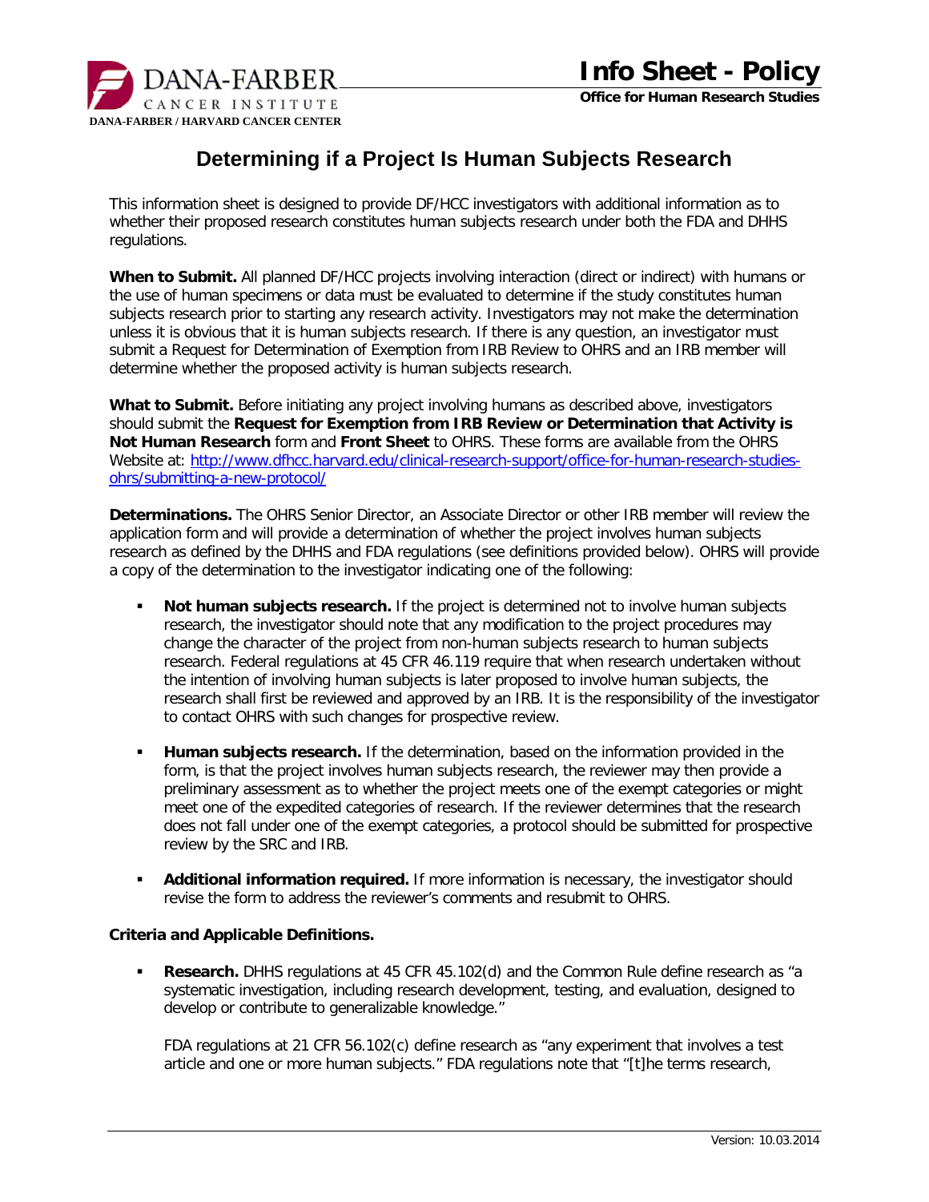# Info Sheet - Policy

**Office for Human Research Studies**

DANA-FARBER CANCER INSTITUTE

DANA-FARBER / HARVARD CANCER CENTER

## Determining if a Project Is Human Subjects Research

This information sheet is designed to provide DF/HCC investigators with additional information as to whether their proposed research constitutes human subjects research under both the FDA and DHHS regulations.

**When to Submit.** All planned DF/HCC projects involving interaction (direct or indirect) with humans or the use of human specimens or data must be evaluated to determine if the study constitutes human subjects research prior to starting any research activity. Investigators may not make the determination unless it is obvious that it is human subjects research. If there is any question, an investigator must submit a Request for Determination of Exemption from IRB Review to OHRS and an IRB member will determine whether the proposed activity is human subjects research.

**What to Submit.** Before initiating any project involving humans as described above, investigators should submit the **Request for Exemption from IRB Review or Determination that Activity is Not Human Research** form and **Front Sheet** to OHRS. These forms are available from the OHRS Website at: [http://www.dfhcc.harvard.edu/clinical-research-support/office-for-human-research-studies-ohrs/submitting-a-new-protocol/](http://www.dfhcc.harvard.edu/clinical-research-support/office-for-human-research-studies-ohrs/submitting-a-new-protocol/)

**Determinations.** The OHRS Senior Director, an Associate Director or other IRB member will review the application form and will provide a determination of whether the project involves human subjects research as defined by the DHHS and FDA regulations (see definitions provided below). OHRS will provide a copy of the determination to the investigator indicating one of the following:

- **Not human subjects research.** If the project is determined not to involve human subjects research, the investigator should note that any modification to the project procedures may change the character of the project from non-human subjects research to human subjects research. Federal regulations at 45 CFR 46.119 require that when research undertaken without the intention of involving human subjects is later proposed to involve human subjects, the research shall first be reviewed and approved by an IRB. It is the responsibility of the investigator to contact OHRS with such changes for prospective review.

- **Human subjects research.** If the determination, based on the information provided in the form, is that the project involves human subjects research, the reviewer may then provide a preliminary assessment as to whether the project meets one of the exempt categories or might meet one of the expedited categories of research. If the reviewer determines that the research does not fall under one of the exempt categories, a protocol should be submitted for prospective review by the SRC and IRB.

- **Additional information required.** If more information is necessary, the investigator should revise the form to address the reviewer's comments and resubmit to OHRS.

**Criteria and Applicable Definitions.**

- **Research.** DHHS regulations at 45 CFR 45.102(d) and the Common Rule define research as "a systematic investigation, including research development, testing, and evaluation, designed to develop or contribute to generalizable knowledge."

  FDA regulations at 21 CFR 56.102(c) define research as "any experiment that involves a test article and one or more human subjects." FDA regulations note that "[t]he terms research,

Version: 10.03.2014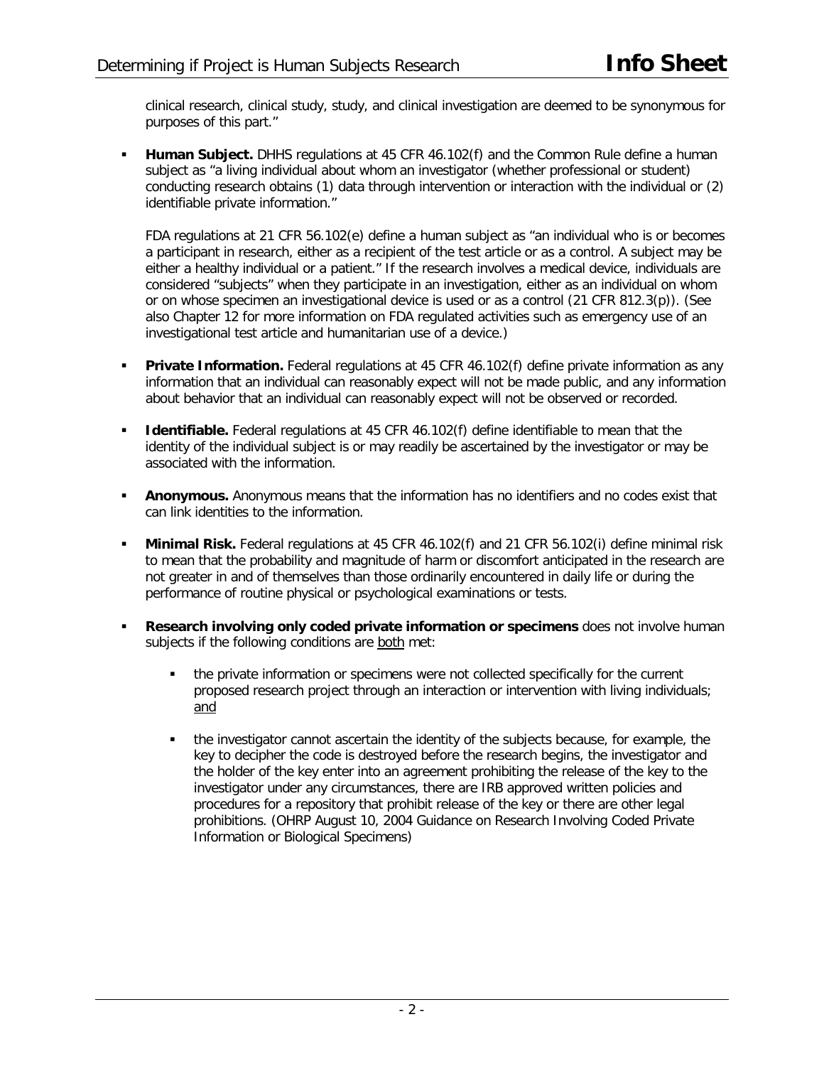clinical research, clinical study, study, and clinical investigation are deemed to be synonymous for purposes of this part."

- **Human Subject.** DHHS regulations at 45 CFR 46.102(f) and the Common Rule define a human subject as "a living individual about whom an investigator (whether professional or student) conducting research obtains (1) data through intervention or interaction with the individual or (2) identifiable private information."

  FDA regulations at 21 CFR 56.102(e) define a human subject as "an individual who is or becomes a participant in research, either as a recipient of the test article or as a control. A subject may be either a healthy individual or a patient." If the research involves a medical device, individuals are considered "subjects" when they participate in an investigation, either as an individual on whom or on whose specimen an investigational device is used or as a control (21 CFR 812.3(p)). (See also Chapter 12 for more information on FDA regulated activities such as emergency use of an investigational test article and humanitarian use of a device.)

- **Private Information.** Federal regulations at 45 CFR 46.102(f) define private information as any information that an individual can reasonably expect will not be made public, and any information about behavior that an individual can reasonably expect will not be observed or recorded.

- **Identifiable.** Federal regulations at 45 CFR 46.102(f) define identifiable to mean that the identity of the individual subject is or may readily be ascertained by the investigator or may be associated with the information.

- **Anonymous.** Anonymous means that the information has no identifiers and no codes exist that can link identities to the information.

- **Minimal Risk.** Federal regulations at 45 CFR 46.102(f) and 21 CFR 56.102(i) define minimal risk to mean that the probability and magnitude of harm or discomfort anticipated in the research are not greater in and of themselves than those ordinarily encountered in daily life or during the performance of routine physical or psychological examinations or tests.

- **Research involving only coded private information or specimens** does not involve human subjects if the following conditions are both met:

  - the private information or specimens were not collected specifically for the current proposed research project through an interaction or intervention with living individuals; and

  - the investigator cannot ascertain the identity of the subjects because, for example, the key to decipher the code is destroyed before the research begins, the investigator and the holder of the key enter into an agreement prohibiting the release of the key to the investigator under any circumstances, there are IRB approved written policies and procedures for a repository that prohibit release of the key or there are other legal prohibitions. (OHRP August 10, 2004 Guidance on Research Involving Coded Private Information or Biological Specimens)